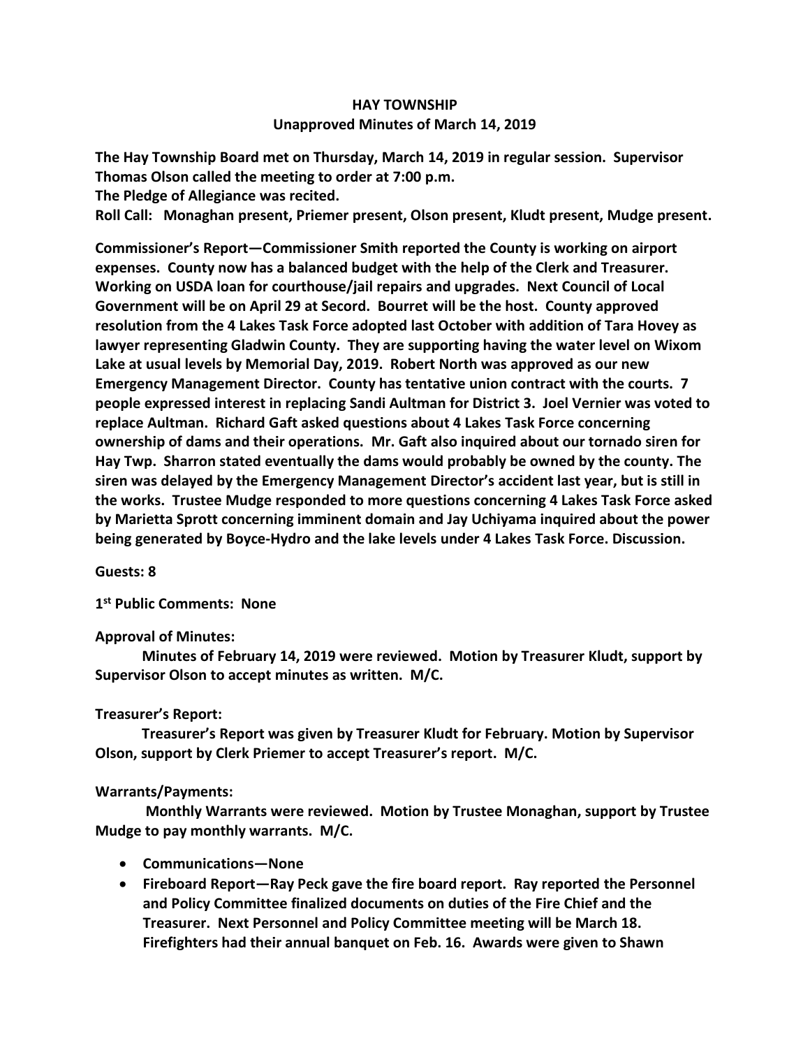# HAY TOWNSHIP

## Unapproved Minutes of March 14, 2019

**The Hay Township Board met on Thursday, March 14, 2019 in regular session. Supervisor Thomas Olson called the meeting to order at 7:00 p.m.**
**The Pledge of Allegiance was recited.**
**Roll Call: Monaghan present, Priemer present, Olson present, Kludt present, Mudge present.**

**Commissioner's Report—Commissioner Smith reported the County is working on airport expenses. County now has a balanced budget with the help of the Clerk and Treasurer. Working on USDA loan for courthouse/jail repairs and upgrades. Next Council of Local Government will be on April 29 at Secord. Bourret will be the host. County approved resolution from the 4 Lakes Task Force adopted last October with addition of Tara Hovey as lawyer representing Gladwin County. They are supporting having the water level on Wixom Lake at usual levels by Memorial Day, 2019. Robert North was approved as our new Emergency Management Director. County has tentative union contract with the courts. 7 people expressed interest in replacing Sandi Aultman for District 3. Joel Vernier was voted to replace Aultman. Richard Gaft asked questions about 4 Lakes Task Force concerning ownership of dams and their operations. Mr. Gaft also inquired about our tornado siren for Hay Twp. Sharron stated eventually the dams would probably be owned by the county. The siren was delayed by the Emergency Management Director's accident last year, but is still in the works. Trustee Mudge responded to more questions concerning 4 Lakes Task Force asked by Marietta Sprott concerning imminent domain and Jay Uchiyama inquired about the power being generated by Boyce-Hydro and the lake levels under 4 Lakes Task Force. Discussion.**

**Guests: 8**

**1st Public Comments: None**

**Approval of Minutes:**

**Minutes of February 14, 2019 were reviewed. Motion by Treasurer Kludt, support by Supervisor Olson to accept minutes as written. M/C.**

**Treasurer's Report:**

**Treasurer's Report was given by Treasurer Kludt for February. Motion by Supervisor Olson, support by Clerk Priemer to accept Treasurer's report. M/C.**

**Warrants/Payments:**

**Monthly Warrants were reviewed. Motion by Trustee Monaghan, support by Trustee Mudge to pay monthly warrants. M/C.**

- **Communications—None**
- **Fireboard Report—Ray Peck gave the fire board report. Ray reported the Personnel and Policy Committee finalized documents on duties of the Fire Chief and the Treasurer. Next Personnel and Policy Committee meeting will be March 18. Firefighters had their annual banquet on Feb. 16. Awards were given to Shawn**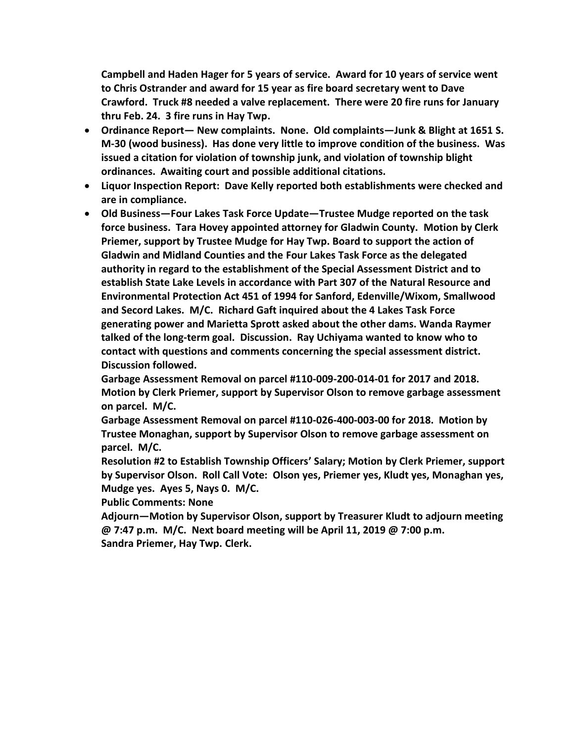**Campbell and Haden Hager for 5 years of service. Award for 10 years of service went to Chris Ostrander and award for 15 year as fire board secretary went to Dave Crawford. Truck #8 needed a valve replacement. There were 20 fire runs for January thru Feb. 24. 3 fire runs in Hay Twp.**

- **Ordinance Report— New complaints. None. Old complaints—Junk & Blight at 1651 S. M-30 (wood business). Has done very little to improve condition of the business. Was issued a citation for violation of township junk, and violation of township blight ordinances. Awaiting court and possible additional citations.**
- **Liquor Inspection Report: Dave Kelly reported both establishments were checked and are in compliance.**
- **Old Business—Four Lakes Task Force Update—Trustee Mudge reported on the task force business. Tara Hovey appointed attorney for Gladwin County. Motion by Clerk Priemer, support by Trustee Mudge for Hay Twp. Board to support the action of Gladwin and Midland Counties and the Four Lakes Task Force as the delegated authority in regard to the establishment of the Special Assessment District and to establish State Lake Levels in accordance with Part 307 of the Natural Resource and Environmental Protection Act 451 of 1994 for Sanford, Edenville/Wixom, Smallwood and Secord Lakes. M/C. Richard Gaft inquired about the 4 Lakes Task Force generating power and Marietta Sprott asked about the other dams. Wanda Raymer talked of the long-term goal. Discussion. Ray Uchiyama wanted to know who to contact with questions and comments concerning the special assessment district. Discussion followed.**

  **Garbage Assessment Removal on parcel #110-009-200-014-01 for 2017 and 2018. Motion by Clerk Priemer, support by Supervisor Olson to remove garbage assessment on parcel. M/C.**

  **Garbage Assessment Removal on parcel #110-026-400-003-00 for 2018. Motion by Trustee Monaghan, support by Supervisor Olson to remove garbage assessment on parcel. M/C.**

  **Resolution #2 to Establish Township Officers' Salary; Motion by Clerk Priemer, support by Supervisor Olson. Roll Call Vote: Olson yes, Priemer yes, Kludt yes, Monaghan yes, Mudge yes. Ayes 5, Nays 0. M/C.**

  **Public Comments: None**

  **Adjourn—Motion by Supervisor Olson, support by Treasurer Kludt to adjourn meeting @ 7:47 p.m. M/C. Next board meeting will be April 11, 2019 @ 7:00 p.m.**

  **Sandra Priemer, Hay Twp. Clerk.**